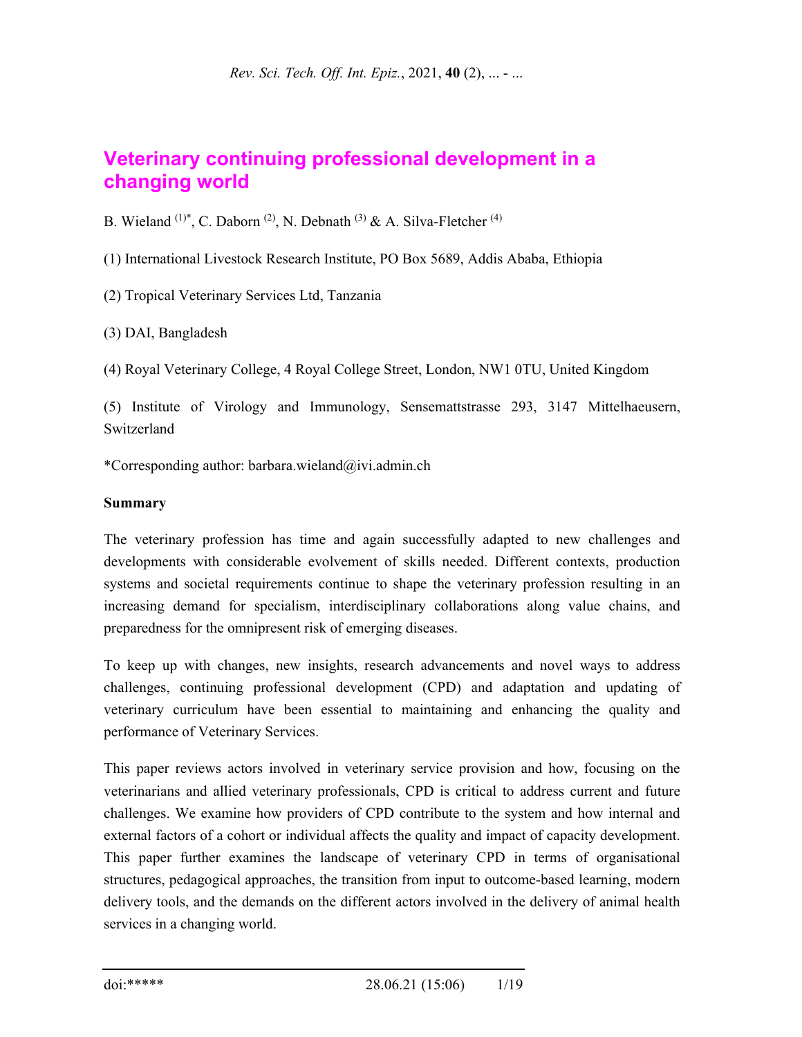# Veterinary continuing professional development in a changing world

B. Wieland [(1)*], C. Daborn [(2)], N. Debnath [(3)] & A. Silva-Fletcher [(4)]

(1) International Livestock Research Institute, PO Box 5689, Addis Ababa, Ethiopia

(2) Tropical Veterinary Services Ltd, Tanzania

(3) DAI, Bangladesh

(4) Royal Veterinary College, 4 Royal College Street, London, NW1 0TU, United Kingdom

(5) Institute of Virology and Immunology, Sensemattstrasse 293, 3147 Mittelhaeusern, Switzerland

*Corresponding author: barbara.wieland@ivi.admin.ch

**Summary**

The veterinary profession has time and again successfully adapted to new challenges and developments with considerable evolvement of skills needed. Different contexts, production systems and societal requirements continue to shape the veterinary profession resulting in an increasing demand for specialism, interdisciplinary collaborations along value chains, and preparedness for the omnipresent risk of emerging diseases.

To keep up with changes, new insights, research advancements and novel ways to address challenges, continuing professional development (CPD) and adaptation and updating of veterinary curriculum have been essential to maintaining and enhancing the quality and performance of Veterinary Services.

This paper reviews actors involved in veterinary service provision and how, focusing on the veterinarians and allied veterinary professionals, CPD is critical to address current and future challenges. We examine how providers of CPD contribute to the system and how internal and external factors of a cohort or individual affects the quality and impact of capacity development. This paper further examines the landscape of veterinary CPD in terms of organisational structures, pedagogical approaches, the transition from input to outcome-based learning, modern delivery tools, and the demands on the different actors involved in the delivery of animal health services in a changing world.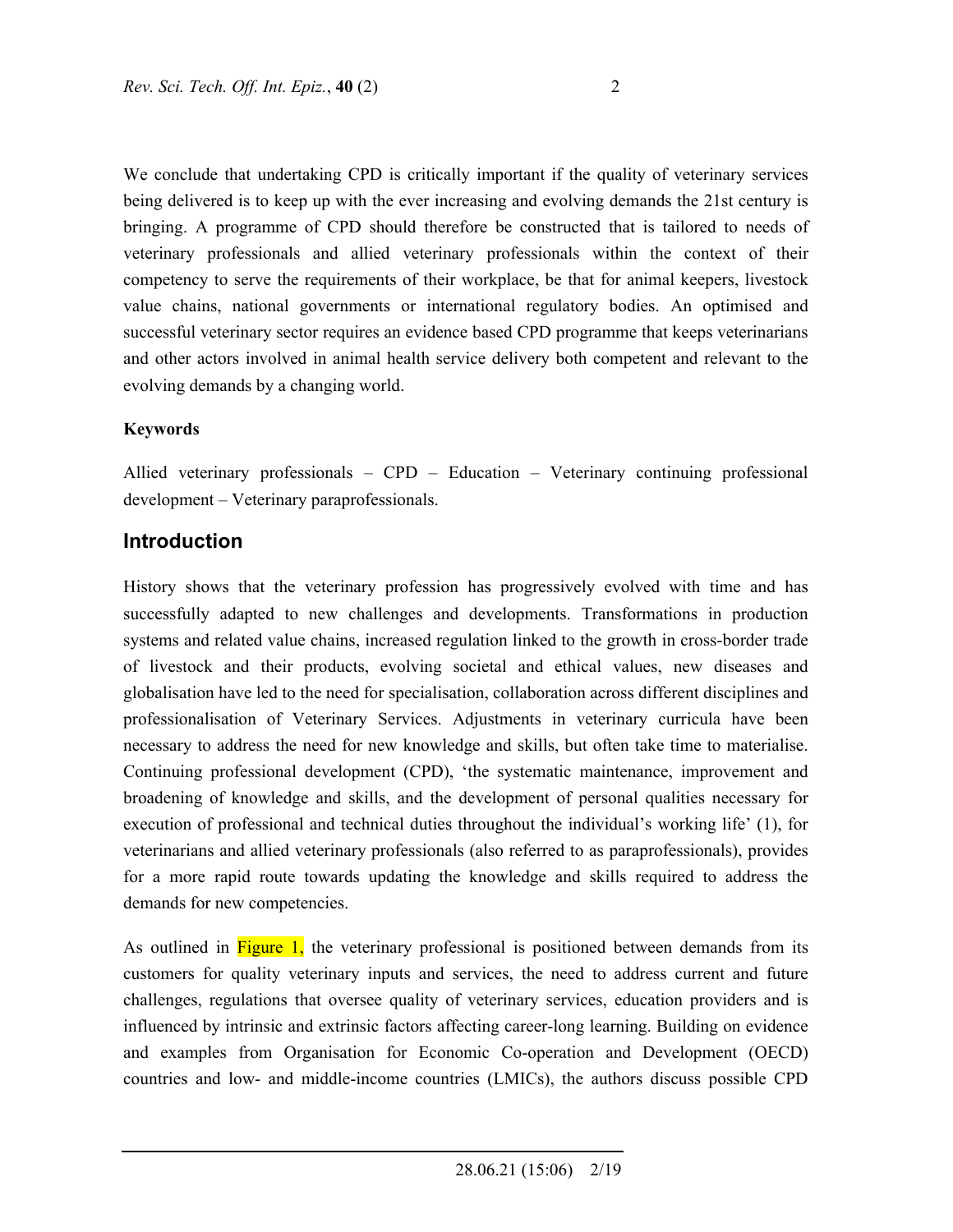We conclude that undertaking CPD is critically important if the quality of veterinary services being delivered is to keep up with the ever increasing and evolving demands the 21st century is bringing. A programme of CPD should therefore be constructed that is tailored to needs of veterinary professionals and allied veterinary professionals within the context of their competency to serve the requirements of their workplace, be that for animal keepers, livestock value chains, national governments or international regulatory bodies. An optimised and successful veterinary sector requires an evidence based CPD programme that keeps veterinarians and other actors involved in animal health service delivery both competent and relevant to the evolving demands by a changing world.

**Keywords**

Allied veterinary professionals – CPD – Education – Veterinary continuing professional development – Veterinary paraprofessionals.

## Introduction

History shows that the veterinary profession has progressively evolved with time and has successfully adapted to new challenges and developments. Transformations in production systems and related value chains, increased regulation linked to the growth in cross-border trade of livestock and their products, evolving societal and ethical values, new diseases and globalisation have led to the need for specialisation, collaboration across different disciplines and professionalisation of Veterinary Services. Adjustments in veterinary curricula have been necessary to address the need for new knowledge and skills, but often take time to materialise. Continuing professional development (CPD), 'the systematic maintenance, improvement and broadening of knowledge and skills, and the development of personal qualities necessary for execution of professional and technical duties throughout the individual's working life' (1), for veterinarians and allied veterinary professionals (also referred to as paraprofessionals), provides for a more rapid route towards updating the knowledge and skills required to address the demands for new competencies.

As outlined in Figure 1, the veterinary professional is positioned between demands from its customers for quality veterinary inputs and services, the need to address current and future challenges, regulations that oversee quality of veterinary services, education providers and is influenced by intrinsic and extrinsic factors affecting career-long learning. Building on evidence and examples from Organisation for Economic Co-operation and Development (OECD) countries and low- and middle-income countries (LMICs), the authors discuss possible CPD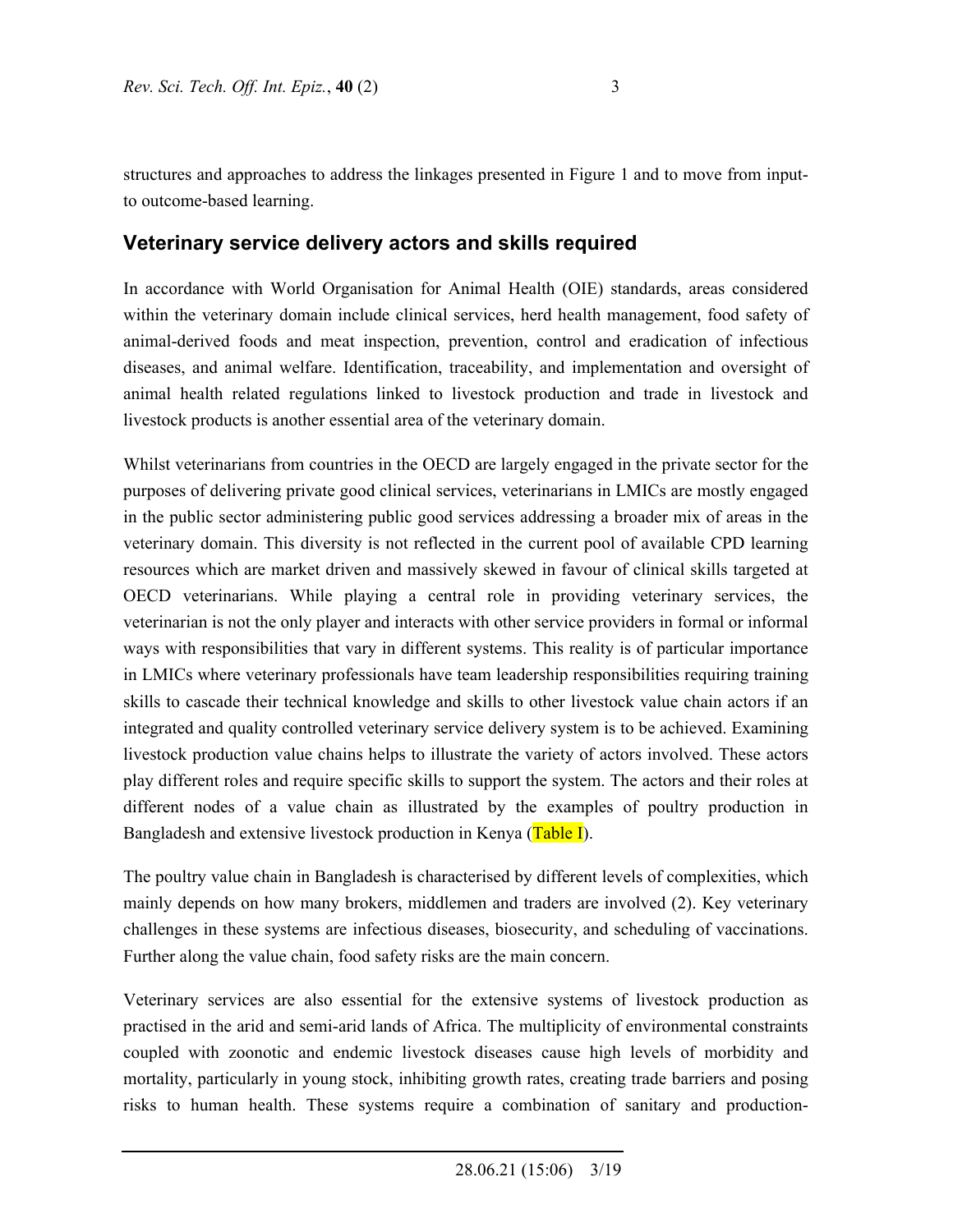structures and approaches to address the linkages presented in Figure 1 and to move from input-to outcome-based learning.

## Veterinary service delivery actors and skills required

In accordance with World Organisation for Animal Health (OIE) standards, areas considered within the veterinary domain include clinical services, herd health management, food safety of animal-derived foods and meat inspection, prevention, control and eradication of infectious diseases, and animal welfare. Identification, traceability, and implementation and oversight of animal health related regulations linked to livestock production and trade in livestock and livestock products is another essential area of the veterinary domain.

Whilst veterinarians from countries in the OECD are largely engaged in the private sector for the purposes of delivering private good clinical services, veterinarians in LMICs are mostly engaged in the public sector administering public good services addressing a broader mix of areas in the veterinary domain. This diversity is not reflected in the current pool of available CPD learning resources which are market driven and massively skewed in favour of clinical skills targeted at OECD veterinarians. While playing a central role in providing veterinary services, the veterinarian is not the only player and interacts with other service providers in formal or informal ways with responsibilities that vary in different systems. This reality is of particular importance in LMICs where veterinary professionals have team leadership responsibilities requiring training skills to cascade their technical knowledge and skills to other livestock value chain actors if an integrated and quality controlled veterinary service delivery system is to be achieved. Examining livestock production value chains helps to illustrate the variety of actors involved. These actors play different roles and require specific skills to support the system. The actors and their roles at different nodes of a value chain as illustrated by the examples of poultry production in Bangladesh and extensive livestock production in Kenya (Table I).

The poultry value chain in Bangladesh is characterised by different levels of complexities, which mainly depends on how many brokers, middlemen and traders are involved (2). Key veterinary challenges in these systems are infectious diseases, biosecurity, and scheduling of vaccinations. Further along the value chain, food safety risks are the main concern.

Veterinary services are also essential for the extensive systems of livestock production as practised in the arid and semi-arid lands of Africa. The multiplicity of environmental constraints coupled with zoonotic and endemic livestock diseases cause high levels of morbidity and mortality, particularly in young stock, inhibiting growth rates, creating trade barriers and posing risks to human health. These systems require a combination of sanitary and production-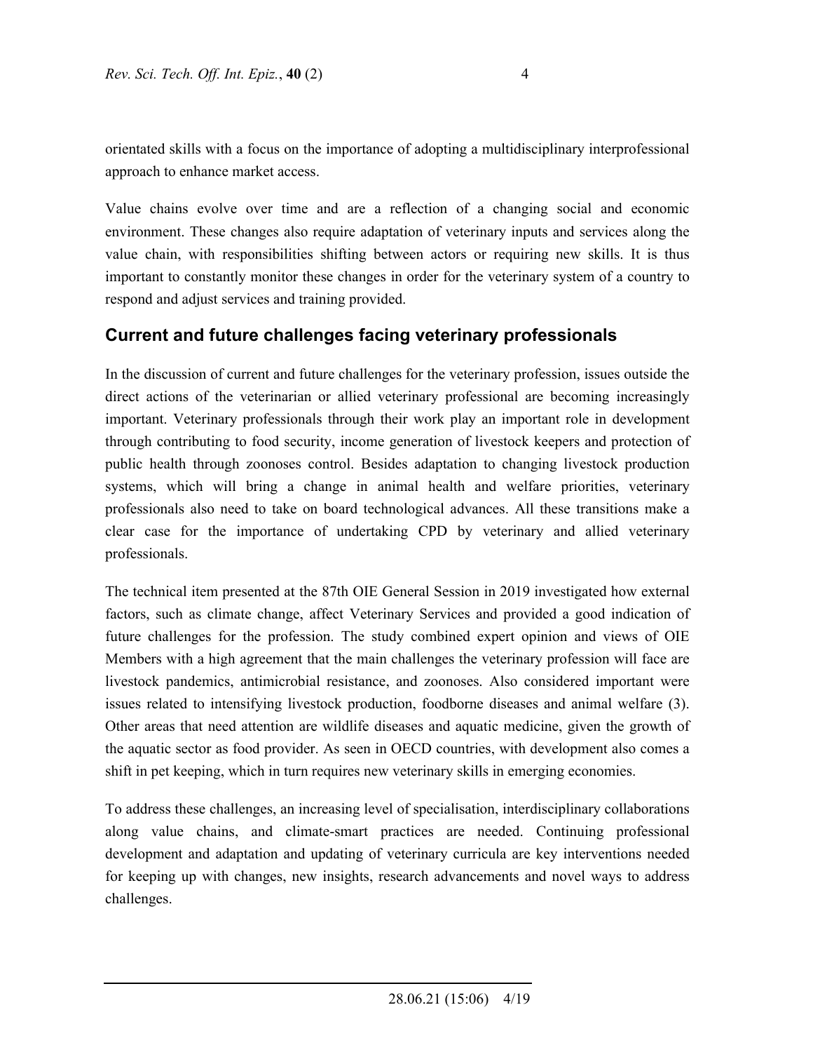orientated skills with a focus on the importance of adopting a multidisciplinary interprofessional approach to enhance market access.

Value chains evolve over time and are a reflection of a changing social and economic environment. These changes also require adaptation of veterinary inputs and services along the value chain, with responsibilities shifting between actors or requiring new skills. It is thus important to constantly monitor these changes in order for the veterinary system of a country to respond and adjust services and training provided.

## Current and future challenges facing veterinary professionals

In the discussion of current and future challenges for the veterinary profession, issues outside the direct actions of the veterinarian or allied veterinary professional are becoming increasingly important. Veterinary professionals through their work play an important role in development through contributing to food security, income generation of livestock keepers and protection of public health through zoonoses control. Besides adaptation to changing livestock production systems, which will bring a change in animal health and welfare priorities, veterinary professionals also need to take on board technological advances. All these transitions make a clear case for the importance of undertaking CPD by veterinary and allied veterinary professionals.

The technical item presented at the 87th OIE General Session in 2019 investigated how external factors, such as climate change, affect Veterinary Services and provided a good indication of future challenges for the profession. The study combined expert opinion and views of OIE Members with a high agreement that the main challenges the veterinary profession will face are livestock pandemics, antimicrobial resistance, and zoonoses. Also considered important were issues related to intensifying livestock production, foodborne diseases and animal welfare (3). Other areas that need attention are wildlife diseases and aquatic medicine, given the growth of the aquatic sector as food provider. As seen in OECD countries, with development also comes a shift in pet keeping, which in turn requires new veterinary skills in emerging economies.

To address these challenges, an increasing level of specialisation, interdisciplinary collaborations along value chains, and climate-smart practices are needed. Continuing professional development and adaptation and updating of veterinary curricula are key interventions needed for keeping up with changes, new insights, research advancements and novel ways to address challenges.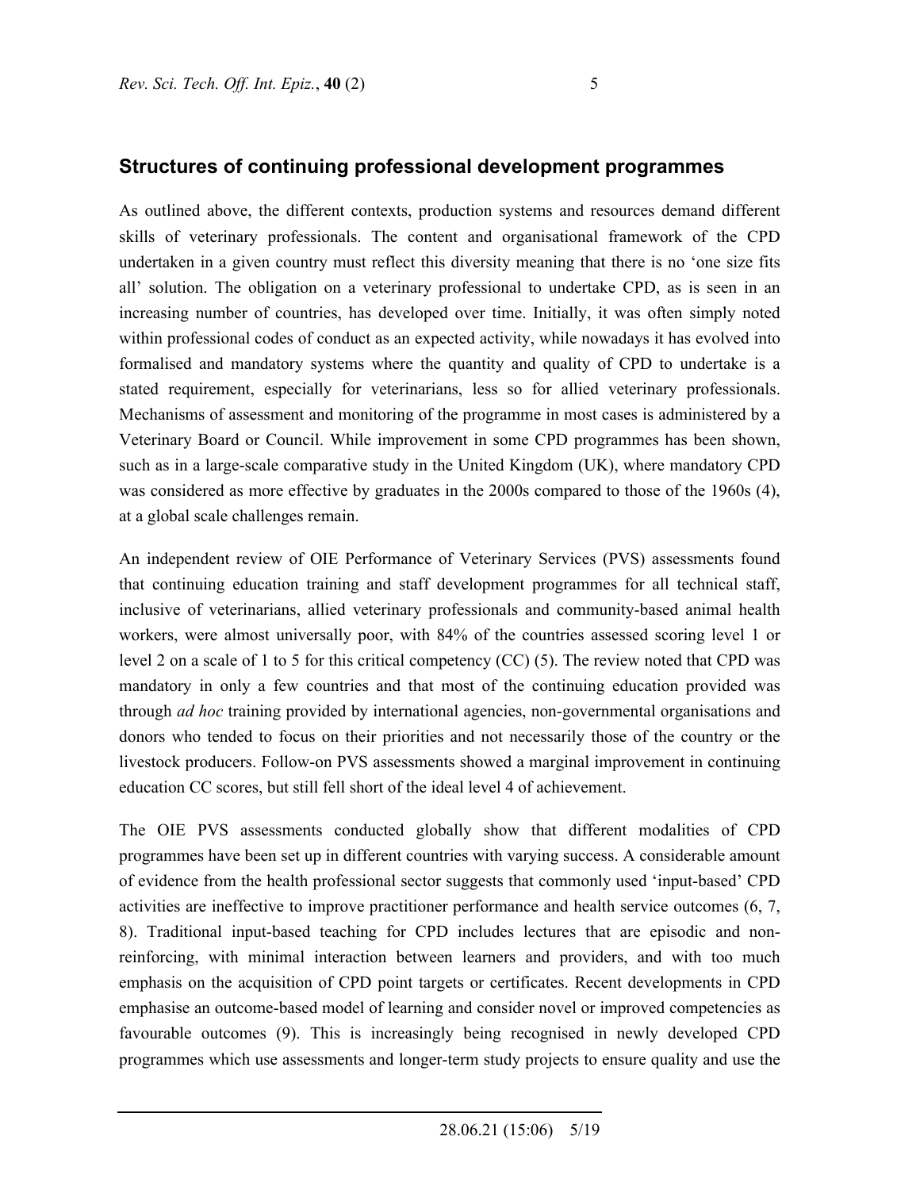## Structures of continuing professional development programmes

As outlined above, the different contexts, production systems and resources demand different skills of veterinary professionals. The content and organisational framework of the CPD undertaken in a given country must reflect this diversity meaning that there is no 'one size fits all' solution. The obligation on a veterinary professional to undertake CPD, as is seen in an increasing number of countries, has developed over time. Initially, it was often simply noted within professional codes of conduct as an expected activity, while nowadays it has evolved into formalised and mandatory systems where the quantity and quality of CPD to undertake is a stated requirement, especially for veterinarians, less so for allied veterinary professionals. Mechanisms of assessment and monitoring of the programme in most cases is administered by a Veterinary Board or Council. While improvement in some CPD programmes has been shown, such as in a large-scale comparative study in the United Kingdom (UK), where mandatory CPD was considered as more effective by graduates in the 2000s compared to those of the 1960s (4), at a global scale challenges remain.

An independent review of OIE Performance of Veterinary Services (PVS) assessments found that continuing education training and staff development programmes for all technical staff, inclusive of veterinarians, allied veterinary professionals and community-based animal health workers, were almost universally poor, with 84% of the countries assessed scoring level 1 or level 2 on a scale of 1 to 5 for this critical competency (CC) (5). The review noted that CPD was mandatory in only a few countries and that most of the continuing education provided was through *ad hoc* training provided by international agencies, non-governmental organisations and donors who tended to focus on their priorities and not necessarily those of the country or the livestock producers. Follow-on PVS assessments showed a marginal improvement in continuing education CC scores, but still fell short of the ideal level 4 of achievement.

The OIE PVS assessments conducted globally show that different modalities of CPD programmes have been set up in different countries with varying success. A considerable amount of evidence from the health professional sector suggests that commonly used 'input-based' CPD activities are ineffective to improve practitioner performance and health service outcomes (6, 7, 8). Traditional input-based teaching for CPD includes lectures that are episodic and non-reinforcing, with minimal interaction between learners and providers, and with too much emphasis on the acquisition of CPD point targets or certificates. Recent developments in CPD emphasise an outcome-based model of learning and consider novel or improved competencies as favourable outcomes (9). This is increasingly being recognised in newly developed CPD programmes which use assessments and longer-term study projects to ensure quality and use the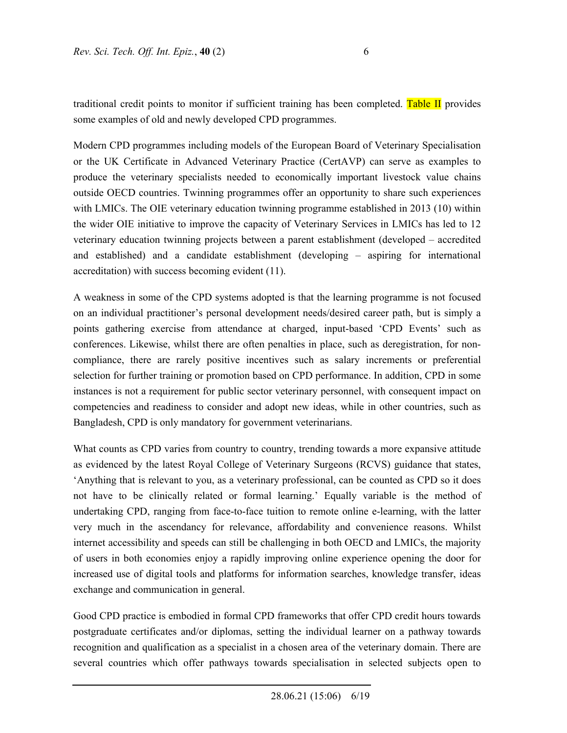traditional credit points to monitor if sufficient training has been completed. Table II provides some examples of old and newly developed CPD programmes.

Modern CPD programmes including models of the European Board of Veterinary Specialisation or the UK Certificate in Advanced Veterinary Practice (CertAVP) can serve as examples to produce the veterinary specialists needed to economically important livestock value chains outside OECD countries. Twinning programmes offer an opportunity to share such experiences with LMICs. The OIE veterinary education twinning programme established in 2013 (10) within the wider OIE initiative to improve the capacity of Veterinary Services in LMICs has led to 12 veterinary education twinning projects between a parent establishment (developed – accredited and established) and a candidate establishment (developing – aspiring for international accreditation) with success becoming evident (11).

A weakness in some of the CPD systems adopted is that the learning programme is not focused on an individual practitioner's personal development needs/desired career path, but is simply a points gathering exercise from attendance at charged, input-based 'CPD Events' such as conferences. Likewise, whilst there are often penalties in place, such as deregistration, for non-compliance, there are rarely positive incentives such as salary increments or preferential selection for further training or promotion based on CPD performance. In addition, CPD in some instances is not a requirement for public sector veterinary personnel, with consequent impact on competencies and readiness to consider and adopt new ideas, while in other countries, such as Bangladesh, CPD is only mandatory for government veterinarians.

What counts as CPD varies from country to country, trending towards a more expansive attitude as evidenced by the latest Royal College of Veterinary Surgeons (RCVS) guidance that states, 'Anything that is relevant to you, as a veterinary professional, can be counted as CPD so it does not have to be clinically related or formal learning.' Equally variable is the method of undertaking CPD, ranging from face-to-face tuition to remote online e-learning, with the latter very much in the ascendancy for relevance, affordability and convenience reasons. Whilst internet accessibility and speeds can still be challenging in both OECD and LMICs, the majority of users in both economies enjoy a rapidly improving online experience opening the door for increased use of digital tools and platforms for information searches, knowledge transfer, ideas exchange and communication in general.

Good CPD practice is embodied in formal CPD frameworks that offer CPD credit hours towards postgraduate certificates and/or diplomas, setting the individual learner on a pathway towards recognition and qualification as a specialist in a chosen area of the veterinary domain. There are several countries which offer pathways towards specialisation in selected subjects open to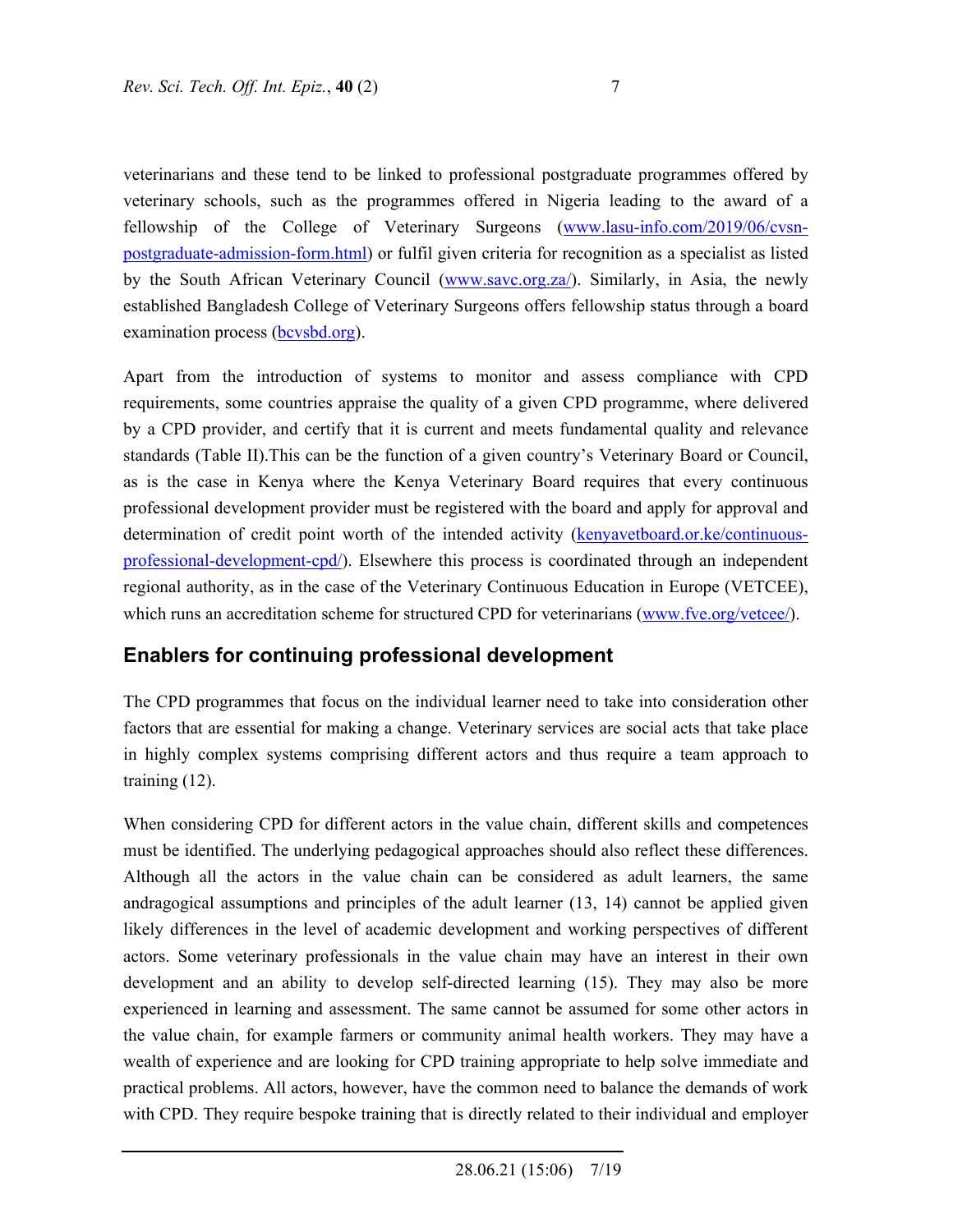veterinarians and these tend to be linked to professional postgraduate programmes offered by veterinary schools, such as the programmes offered in Nigeria leading to the award of a fellowship of the College of Veterinary Surgeons (www.lasu-info.com/2019/06/cvsn-postgraduate-admission-form.html) or fulfil given criteria for recognition as a specialist as listed by the South African Veterinary Council (www.savc.org.za/). Similarly, in Asia, the newly established Bangladesh College of Veterinary Surgeons offers fellowship status through a board examination process (bcvsbd.org).

Apart from the introduction of systems to monitor and assess compliance with CPD requirements, some countries appraise the quality of a given CPD programme, where delivered by a CPD provider, and certify that it is current and meets fundamental quality and relevance standards (Table II).This can be the function of a given country's Veterinary Board or Council, as is the case in Kenya where the Kenya Veterinary Board requires that every continuous professional development provider must be registered with the board and apply for approval and determination of credit point worth of the intended activity (kenyavetboard.or.ke/continuous-professional-development-cpd/). Elsewhere this process is coordinated through an independent regional authority, as in the case of the Veterinary Continuous Education in Europe (VETCEE), which runs an accreditation scheme for structured CPD for veterinarians (www.fve.org/vetcee/).

## Enablers for continuing professional development

The CPD programmes that focus on the individual learner need to take into consideration other factors that are essential for making a change. Veterinary services are social acts that take place in highly complex systems comprising different actors and thus require a team approach to training (12).

When considering CPD for different actors in the value chain, different skills and competences must be identified. The underlying pedagogical approaches should also reflect these differences. Although all the actors in the value chain can be considered as adult learners, the same andragogical assumptions and principles of the adult learner (13, 14) cannot be applied given likely differences in the level of academic development and working perspectives of different actors. Some veterinary professionals in the value chain may have an interest in their own development and an ability to develop self-directed learning (15). They may also be more experienced in learning and assessment. The same cannot be assumed for some other actors in the value chain, for example farmers or community animal health workers. They may have a wealth of experience and are looking for CPD training appropriate to help solve immediate and practical problems. All actors, however, have the common need to balance the demands of work with CPD. They require bespoke training that is directly related to their individual and employer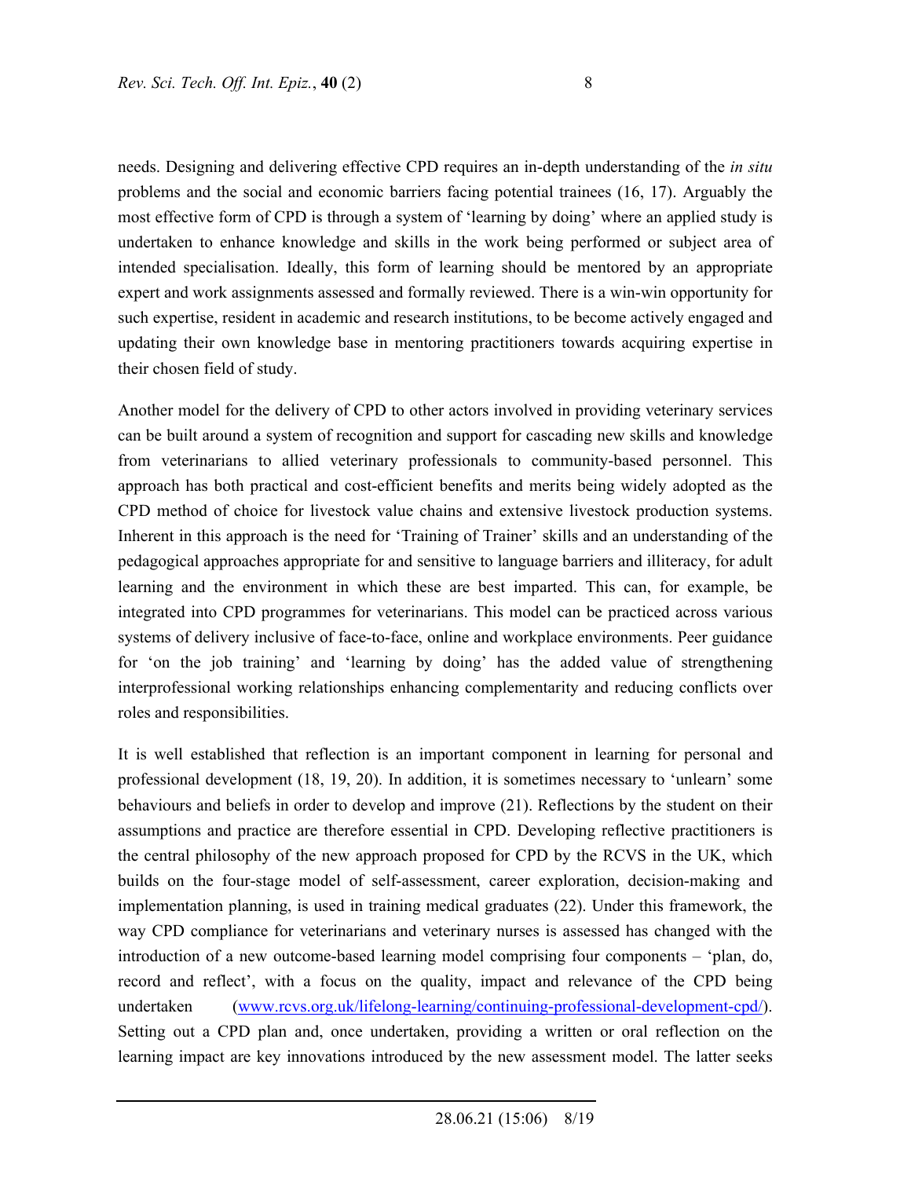needs. Designing and delivering effective CPD requires an in-depth understanding of the *in situ* problems and the social and economic barriers facing potential trainees (16, 17). Arguably the most effective form of CPD is through a system of 'learning by doing' where an applied study is undertaken to enhance knowledge and skills in the work being performed or subject area of intended specialisation. Ideally, this form of learning should be mentored by an appropriate expert and work assignments assessed and formally reviewed. There is a win-win opportunity for such expertise, resident in academic and research institutions, to be become actively engaged and updating their own knowledge base in mentoring practitioners towards acquiring expertise in their chosen field of study.

Another model for the delivery of CPD to other actors involved in providing veterinary services can be built around a system of recognition and support for cascading new skills and knowledge from veterinarians to allied veterinary professionals to community-based personnel. This approach has both practical and cost-efficient benefits and merits being widely adopted as the CPD method of choice for livestock value chains and extensive livestock production systems. Inherent in this approach is the need for 'Training of Trainer' skills and an understanding of the pedagogical approaches appropriate for and sensitive to language barriers and illiteracy, for adult learning and the environment in which these are best imparted. This can, for example, be integrated into CPD programmes for veterinarians. This model can be practiced across various systems of delivery inclusive of face-to-face, online and workplace environments. Peer guidance for 'on the job training' and 'learning by doing' has the added value of strengthening interprofessional working relationships enhancing complementarity and reducing conflicts over roles and responsibilities.

It is well established that reflection is an important component in learning for personal and professional development (18, 19, 20). In addition, it is sometimes necessary to 'unlearn' some behaviours and beliefs in order to develop and improve (21). Reflections by the student on their assumptions and practice are therefore essential in CPD. Developing reflective practitioners is the central philosophy of the new approach proposed for CPD by the RCVS in the UK, which builds on the four-stage model of self-assessment, career exploration, decision-making and implementation planning, is used in training medical graduates (22). Under this framework, the way CPD compliance for veterinarians and veterinary nurses is assessed has changed with the introduction of a new outcome-based learning model comprising four components – 'plan, do, record and reflect', with a focus on the quality, impact and relevance of the CPD being undertaken (www.rcvs.org.uk/lifelong-learning/continuing-professional-development-cpd/). Setting out a CPD plan and, once undertaken, providing a written or oral reflection on the learning impact are key innovations introduced by the new assessment model. The latter seeks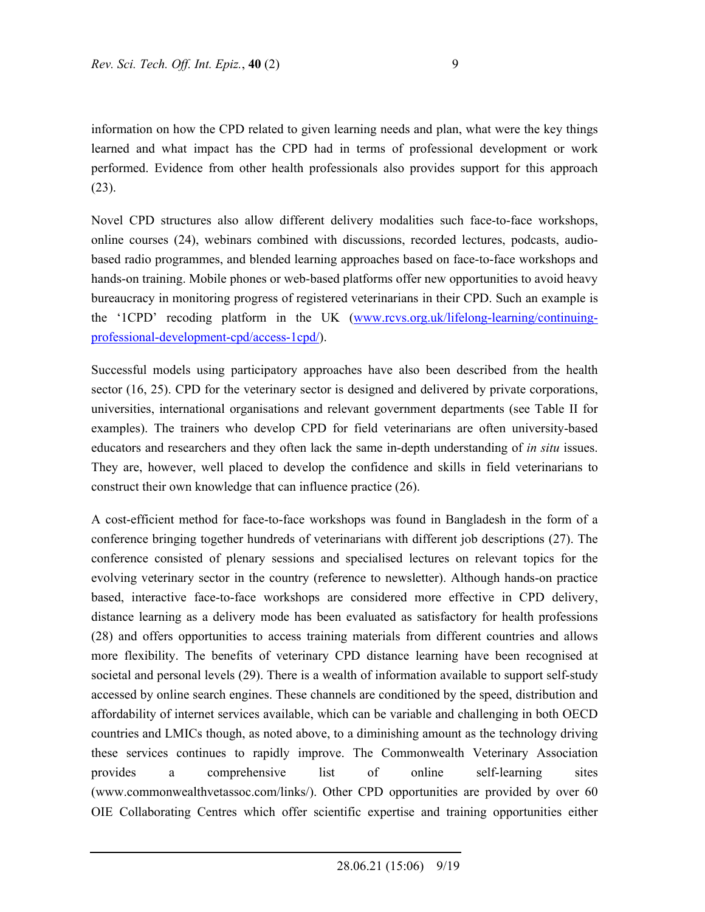information on how the CPD related to given learning needs and plan, what were the key things learned and what impact has the CPD had in terms of professional development or work performed. Evidence from other health professionals also provides support for this approach (23).

Novel CPD structures also allow different delivery modalities such face-to-face workshops, online courses (24), webinars combined with discussions, recorded lectures, podcasts, audio-based radio programmes, and blended learning approaches based on face-to-face workshops and hands-on training. Mobile phones or web-based platforms offer new opportunities to avoid heavy bureaucracy in monitoring progress of registered veterinarians in their CPD. Such an example is the '1CPD' recoding platform in the UK ([www.rcvs.org.uk/lifelong-learning/continuing-professional-development-cpd/access-1cpd/](www.rcvs.org.uk/lifelong-learning/continuing-professional-development-cpd/access-1cpd/)).

Successful models using participatory approaches have also been described from the health sector (16, 25). CPD for the veterinary sector is designed and delivered by private corporations, universities, international organisations and relevant government departments (see Table II for examples). The trainers who develop CPD for field veterinarians are often university-based educators and researchers and they often lack the same in-depth understanding of *in situ* issues. They are, however, well placed to develop the confidence and skills in field veterinarians to construct their own knowledge that can influence practice (26).

A cost-efficient method for face-to-face workshops was found in Bangladesh in the form of a conference bringing together hundreds of veterinarians with different job descriptions (27). The conference consisted of plenary sessions and specialised lectures on relevant topics for the evolving veterinary sector in the country (reference to newsletter). Although hands-on practice based, interactive face-to-face workshops are considered more effective in CPD delivery, distance learning as a delivery mode has been evaluated as satisfactory for health professions (28) and offers opportunities to access training materials from different countries and allows more flexibility. The benefits of veterinary CPD distance learning have been recognised at societal and personal levels (29). There is a wealth of information available to support self-study accessed by online search engines. These channels are conditioned by the speed, distribution and affordability of internet services available, which can be variable and challenging in both OECD countries and LMICs though, as noted above, to a diminishing amount as the technology driving these services continues to rapidly improve. The Commonwealth Veterinary Association provides a comprehensive list of online self-learning sites (www.commonwealthvetassoc.com/links/). Other CPD opportunities are provided by over 60 OIE Collaborating Centres which offer scientific expertise and training opportunities either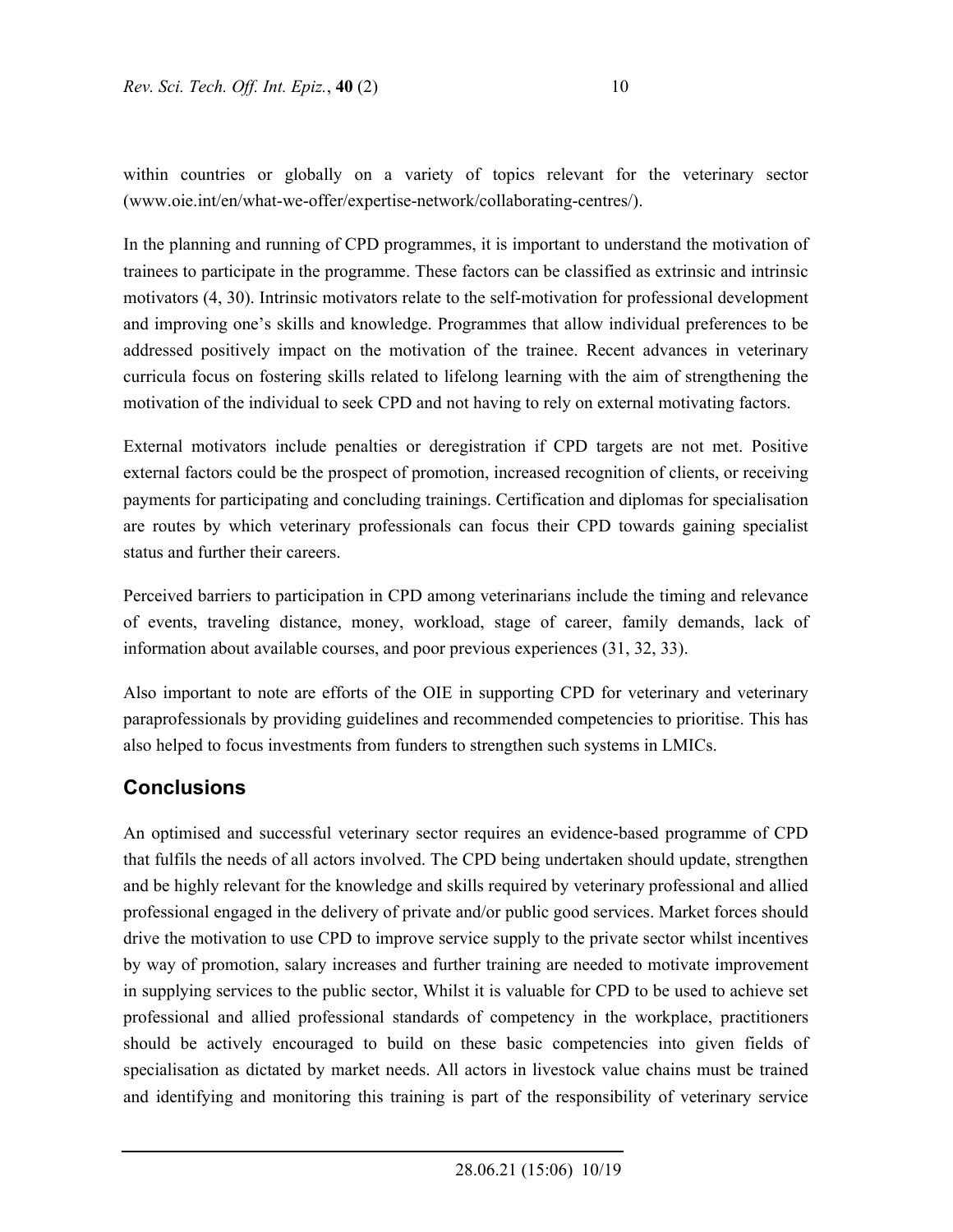within countries or globally on a variety of topics relevant for the veterinary sector (www.oie.int/en/what-we-offer/expertise-network/collaborating-centres/).

In the planning and running of CPD programmes, it is important to understand the motivation of trainees to participate in the programme. These factors can be classified as extrinsic and intrinsic motivators (4, 30). Intrinsic motivators relate to the self-motivation for professional development and improving one's skills and knowledge. Programmes that allow individual preferences to be addressed positively impact on the motivation of the trainee. Recent advances in veterinary curricula focus on fostering skills related to lifelong learning with the aim of strengthening the motivation of the individual to seek CPD and not having to rely on external motivating factors.

External motivators include penalties or deregistration if CPD targets are not met. Positive external factors could be the prospect of promotion, increased recognition of clients, or receiving payments for participating and concluding trainings. Certification and diplomas for specialisation are routes by which veterinary professionals can focus their CPD towards gaining specialist status and further their careers.

Perceived barriers to participation in CPD among veterinarians include the timing and relevance of events, traveling distance, money, workload, stage of career, family demands, lack of information about available courses, and poor previous experiences (31, 32, 33).

Also important to note are efforts of the OIE in supporting CPD for veterinary and veterinary paraprofessionals by providing guidelines and recommended competencies to prioritise. This has also helped to focus investments from funders to strengthen such systems in LMICs.

## Conclusions

An optimised and successful veterinary sector requires an evidence-based programme of CPD that fulfils the needs of all actors involved. The CPD being undertaken should update, strengthen and be highly relevant for the knowledge and skills required by veterinary professional and allied professional engaged in the delivery of private and/or public good services. Market forces should drive the motivation to use CPD to improve service supply to the private sector whilst incentives by way of promotion, salary increases and further training are needed to motivate improvement in supplying services to the public sector, Whilst it is valuable for CPD to be used to achieve set professional and allied professional standards of competency in the workplace, practitioners should be actively encouraged to build on these basic competencies into given fields of specialisation as dictated by market needs. All actors in livestock value chains must be trained and identifying and monitoring this training is part of the responsibility of veterinary service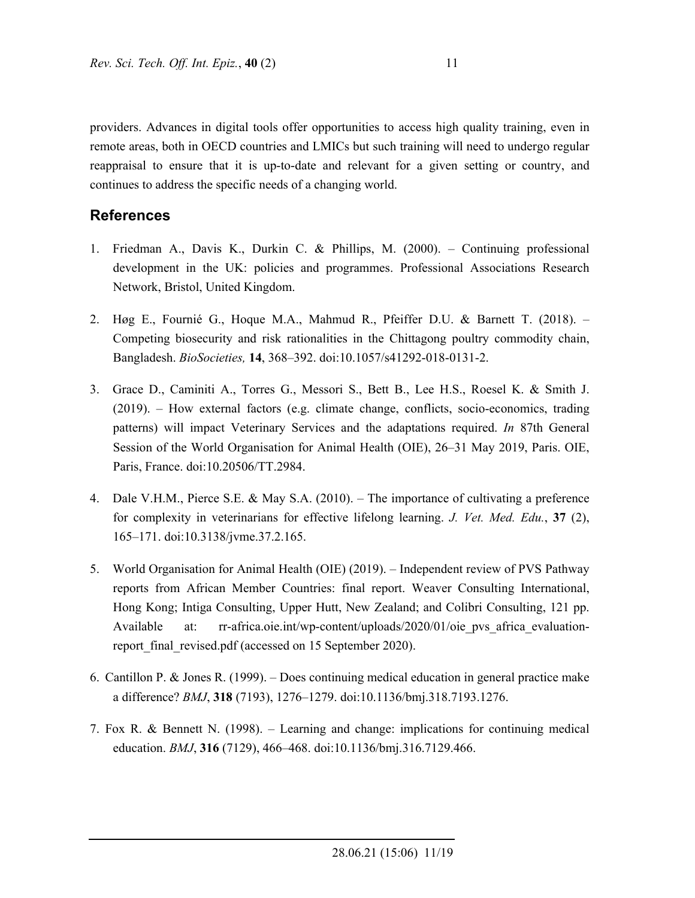providers. Advances in digital tools offer opportunities to access high quality training, even in remote areas, both in OECD countries and LMICs but such training will need to undergo regular reappraisal to ensure that it is up-to-date and relevant for a given setting or country, and continues to address the specific needs of a changing world.

## References

1. Friedman A., Davis K., Durkin C. & Phillips, M. (2000). – Continuing professional development in the UK: policies and programmes. Professional Associations Research Network, Bristol, United Kingdom.

2. Høg E., Fournié G., Hoque M.A., Mahmud R., Pfeiffer D.U. & Barnett T. (2018). – Competing biosecurity and risk rationalities in the Chittagong poultry commodity chain, Bangladesh. *BioSocieties,* **14**, 368–392. doi:10.1057/s41292-018-0131-2.

3. Grace D., Caminiti A., Torres G., Messori S., Bett B., Lee H.S., Roesel K. & Smith J. (2019). – How external factors (e.g. climate change, conflicts, socio-economics, trading patterns) will impact Veterinary Services and the adaptations required. *In* 87th General Session of the World Organisation for Animal Health (OIE), 26–31 May 2019, Paris. OIE, Paris, France. doi:10.20506/TT.2984.

4. Dale V.H.M., Pierce S.E. & May S.A. (2010). – The importance of cultivating a preference for complexity in veterinarians for effective lifelong learning. *J. Vet. Med. Edu.*, **37** (2), 165–171. doi:10.3138/jvme.37.2.165.

5. World Organisation for Animal Health (OIE) (2019). – Independent review of PVS Pathway reports from African Member Countries: final report. Weaver Consulting International, Hong Kong; Intiga Consulting, Upper Hutt, New Zealand; and Colibri Consulting, 121 pp. Available at: rr-africa.oie.int/wp-content/uploads/2020/01/oie_pvs_africa_evaluation-report_final_revised.pdf (accessed on 15 September 2020).

6. Cantillon P. & Jones R. (1999). – Does continuing medical education in general practice make a difference? *BMJ*, **318** (7193), 1276–1279. doi:10.1136/bmj.318.7193.1276.

7. Fox R. & Bennett N. (1998). – Learning and change: implications for continuing medical education. *BMJ*, **316** (7129), 466–468. doi:10.1136/bmj.316.7129.466.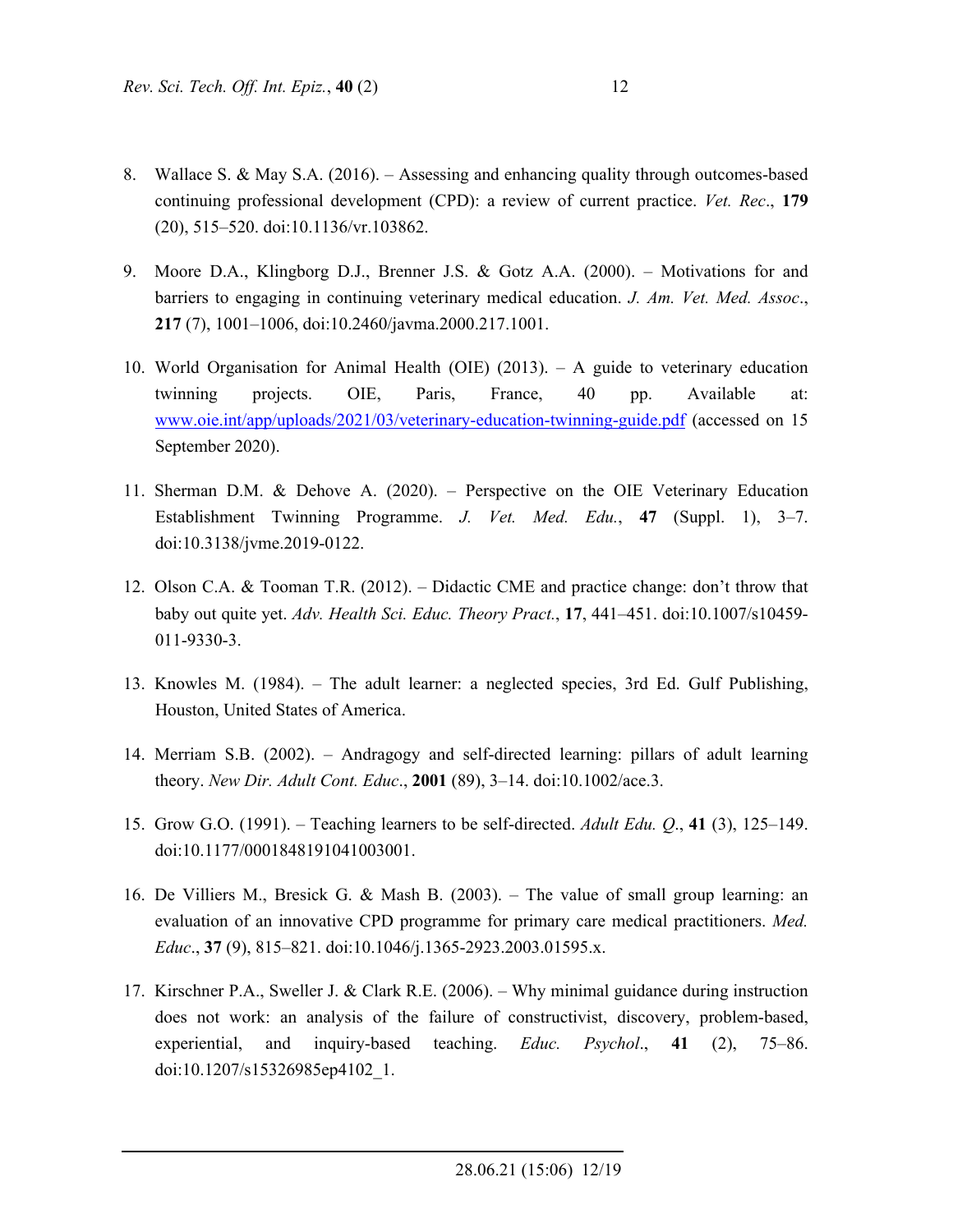8. Wallace S. & May S.A. (2016). – Assessing and enhancing quality through outcomes-based continuing professional development (CPD): a review of current practice. *Vet. Rec*., **179** (20), 515–520. doi:10.1136/vr.103862.

9. Moore D.A., Klingborg D.J., Brenner J.S. & Gotz A.A. (2000). – Motivations for and barriers to engaging in continuing veterinary medical education. *J. Am. Vet. Med. Assoc*., **217** (7), 1001–1006, doi:10.2460/javma.2000.217.1001.

10. World Organisation for Animal Health (OIE) (2013). – A guide to veterinary education twinning projects. OIE, Paris, France, 40 pp. Available at: www.oie.int/app/uploads/2021/03/veterinary-education-twinning-guide.pdf (accessed on 15 September 2020).

11. Sherman D.M. & Dehove A. (2020). – Perspective on the OIE Veterinary Education Establishment Twinning Programme. *J. Vet. Med. Edu.*, **47** (Suppl. 1), 3–7. doi:10.3138/jvme.2019-0122.

12. Olson C.A. & Tooman T.R. (2012). – Didactic CME and practice change: don't throw that baby out quite yet. *Adv. Health Sci. Educ. Theory Pract.*, **17**, 441–451. doi:10.1007/s10459-011-9330-3.

13. Knowles M. (1984). – The adult learner: a neglected species, 3rd Ed. Gulf Publishing, Houston, United States of America.

14. Merriam S.B. (2002). – Andragogy and self-directed learning: pillars of adult learning theory. *New Dir. Adult Cont. Educ*., **2001** (89), 3–14. doi:10.1002/ace.3.

15. Grow G.O. (1991). – Teaching learners to be self-directed. *Adult Edu. Q*., **41** (3), 125–149. doi:10.1177/0001848191041003001.

16. De Villiers M., Bresick G. & Mash B. (2003). – The value of small group learning: an evaluation of an innovative CPD programme for primary care medical practitioners. *Med. Educ*., **37** (9), 815–821. doi:10.1046/j.1365-2923.2003.01595.x.

17. Kirschner P.A., Sweller J. & Clark R.E. (2006). – Why minimal guidance during instruction does not work: an analysis of the failure of constructivist, discovery, problem-based, experiential, and inquiry-based teaching. *Educ. Psychol*., **41** (2), 75–86. doi:10.1207/s15326985ep4102_1.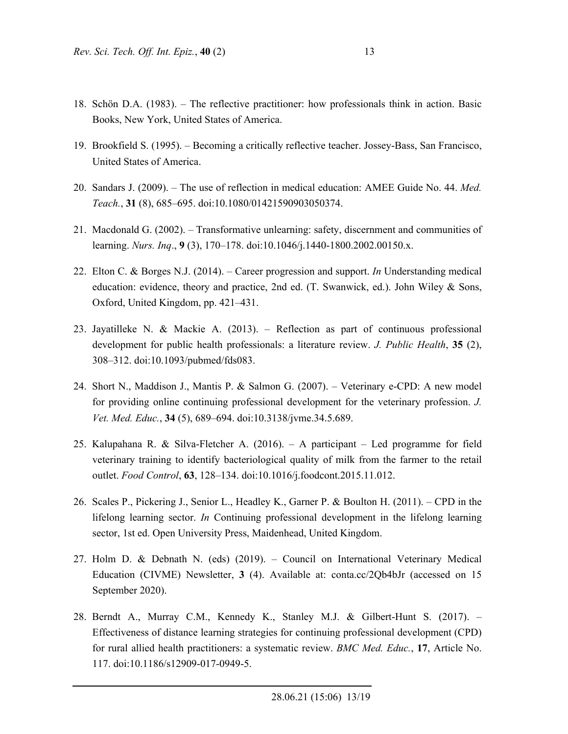18. Schön D.A. (1983). – The reflective practitioner: how professionals think in action. Basic Books, New York, United States of America.

19. Brookfield S. (1995). – Becoming a critically reflective teacher. Jossey-Bass, San Francisco, United States of America.

20. Sandars J. (2009). – The use of reflection in medical education: AMEE Guide No. 44. *Med. Teach.*, **31** (8), 685–695. doi:10.1080/01421590903050374.

21. Macdonald G. (2002). – Transformative unlearning: safety, discernment and communities of learning. *Nurs. Inq*., **9** (3), 170–178. doi:10.1046/j.1440-1800.2002.00150.x.

22. Elton C. & Borges N.J. (2014). – Career progression and support. *In* Understanding medical education: evidence, theory and practice, 2nd ed. (T. Swanwick, ed.). John Wiley & Sons, Oxford, United Kingdom, pp. 421–431.

23. Jayatilleke N. & Mackie A. (2013). – Reflection as part of continuous professional development for public health professionals: a literature review. *J. Public Health*, **35** (2), 308–312. doi:10.1093/pubmed/fds083.

24. Short N., Maddison J., Mantis P. & Salmon G. (2007). – Veterinary e-CPD: A new model for providing online continuing professional development for the veterinary profession. *J. Vet. Med. Educ.*, **34** (5), 689–694. doi:10.3138/jvme.34.5.689.

25. Kalupahana R. & Silva-Fletcher A. (2016). – A participant – Led programme for field veterinary training to identify bacteriological quality of milk from the farmer to the retail outlet. *Food Control*, **63**, 128–134. doi:10.1016/j.foodcont.2015.11.012.

26. Scales P., Pickering J., Senior L., Headley K., Garner P. & Boulton H. (2011). – CPD in the lifelong learning sector. *In* Continuing professional development in the lifelong learning sector, 1st ed. Open University Press, Maidenhead, United Kingdom.

27. Holm D. & Debnath N. (eds) (2019). – Council on International Veterinary Medical Education (CIVME) Newsletter, **3** (4). Available at: conta.cc/2Qb4bJr (accessed on 15 September 2020).

28. Berndt A., Murray C.M., Kennedy K., Stanley M.J. & Gilbert-Hunt S. (2017). – Effectiveness of distance learning strategies for continuing professional development (CPD) for rural allied health practitioners: a systematic review. *BMC Med. Educ.*, **17**, Article No. 117. doi:10.1186/s12909-017-0949-5.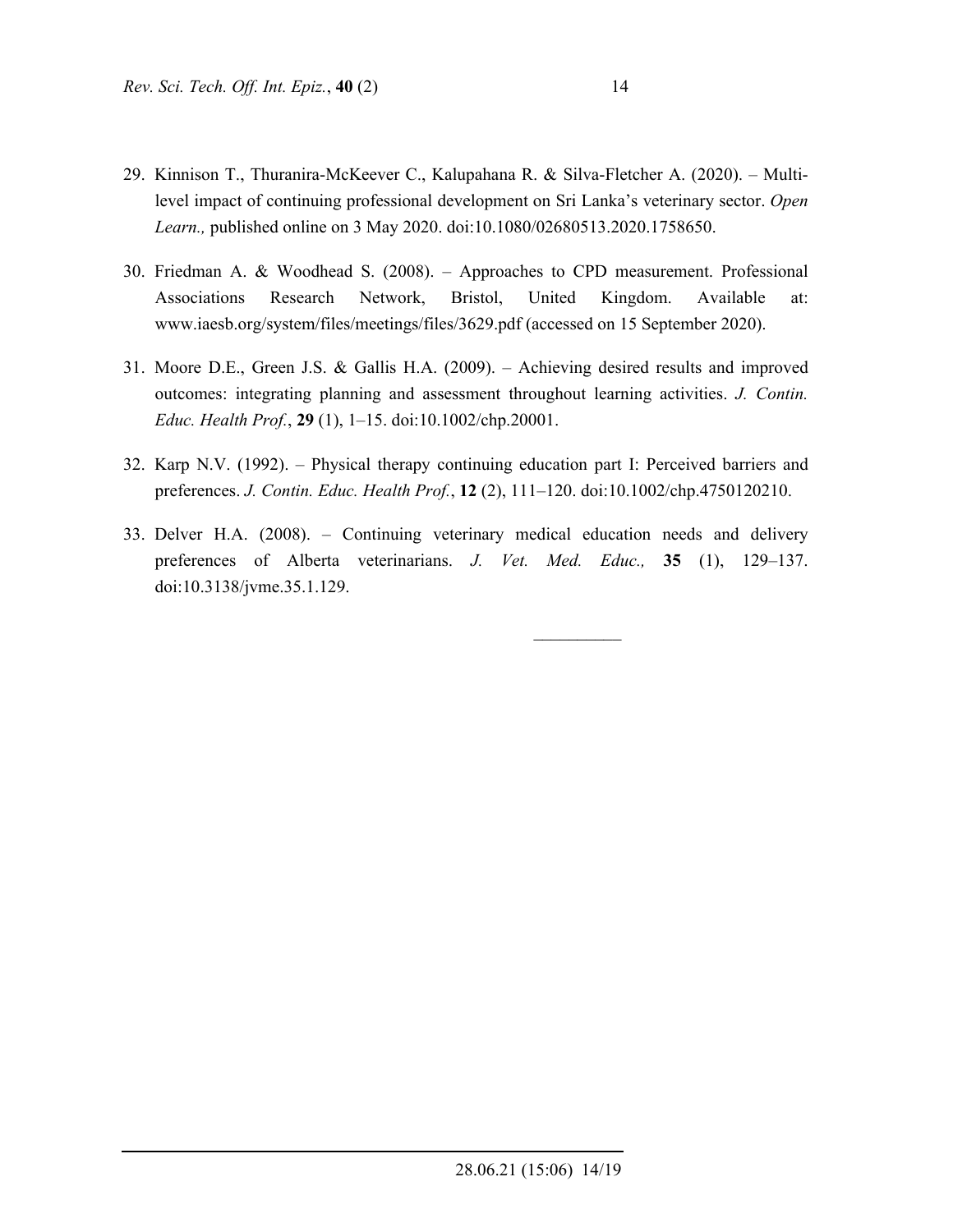29. Kinnison T., Thuranira-McKeever C., Kalupahana R. & Silva-Fletcher A. (2020). – Multi-level impact of continuing professional development on Sri Lanka's veterinary sector. *Open Learn.,* published online on 3 May 2020. doi:10.1080/02680513.2020.1758650.

30. Friedman A. & Woodhead S. (2008). – Approaches to CPD measurement. Professional Associations Research Network, Bristol, United Kingdom. Available at: www.iaesb.org/system/files/meetings/files/3629.pdf (accessed on 15 September 2020).

31. Moore D.E., Green J.S. & Gallis H.A. (2009). – Achieving desired results and improved outcomes: integrating planning and assessment throughout learning activities. *J. Contin. Educ. Health Prof.*, **29** (1), 1–15. doi:10.1002/chp.20001.

32. Karp N.V. (1992). – Physical therapy continuing education part I: Perceived barriers and preferences. *J. Contin. Educ. Health Prof.*, **12** (2), 111–120. doi:10.1002/chp.4750120210.

33. Delver H.A. (2008). – Continuing veterinary medical education needs and delivery preferences of Alberta veterinarians. *J. Vet. Med. Educ.,* **35** (1), 129–137. doi:10.3138/jvme.35.1.129.

__________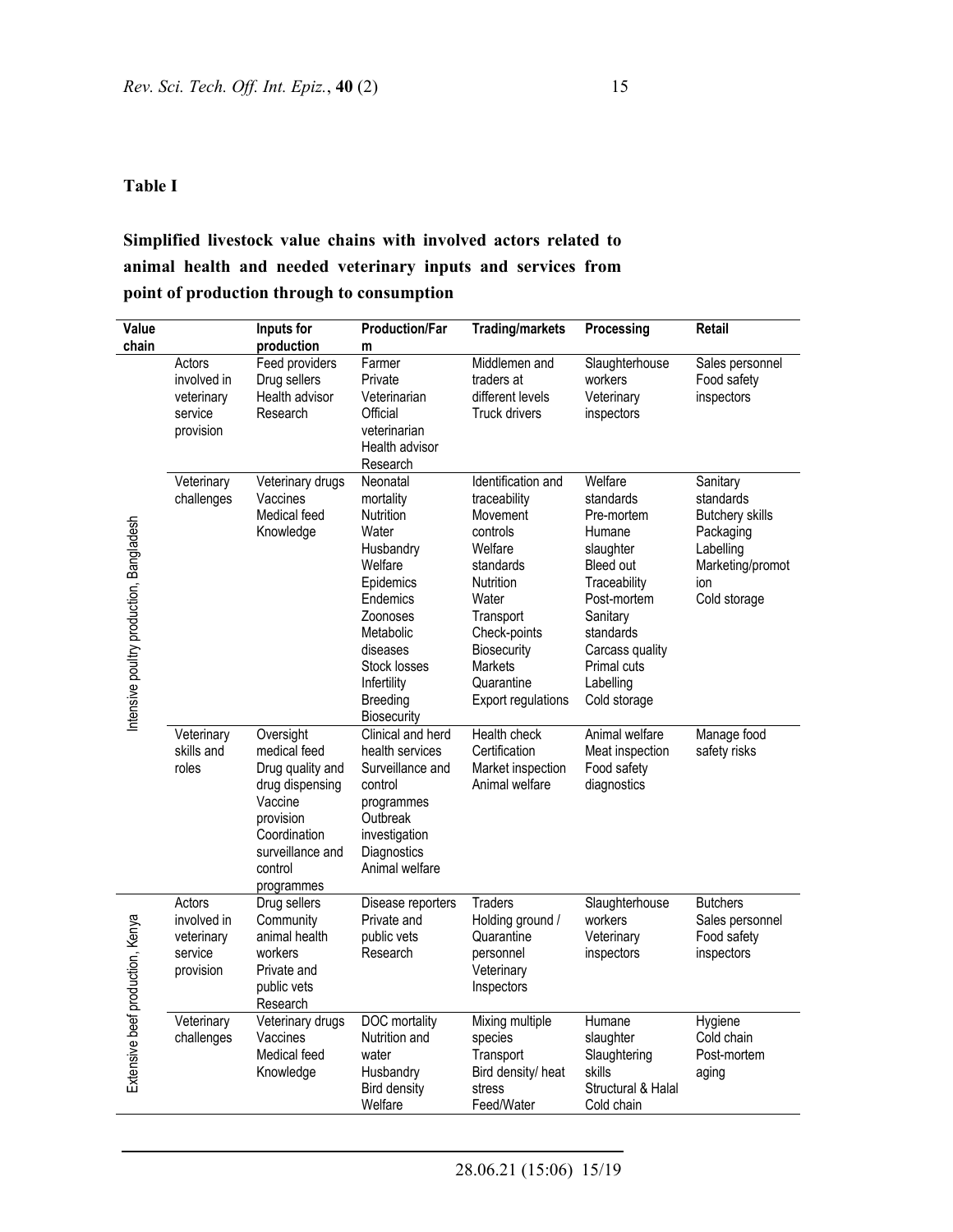**Table I**

**Simplified livestock value chains with involved actors related to animal health and needed veterinary inputs and services from point of production through to consumption**

| Value chain | | Inputs for production | Production/Farm | Trading/markets | Processing | Retail |
|---|---|---|---|---|---|---|
| Intensive poultry production, Bangladesh | Actors involved in veterinary service provision | Feed providers<br>Drug sellers<br>Health advisor<br>Research | Farmer<br>Private Veterinarian<br>Official veterinarian<br>Health advisor<br>Research | Middlemen and traders at different levels<br>Truck drivers | Slaughterhouse workers<br>Veterinary inspectors | Sales personnel<br>Food safety inspectors |
| | Veterinary challenges | Veterinary drugs<br>Vaccines<br>Medical feed<br>Knowledge | Neonatal mortality<br>Nutrition<br>Water<br>Husbandry<br>Welfare<br>Epidemics<br>Endemics<br>Zoonoses<br>Metabolic diseases<br>Stock losses<br>Infertility<br>Breeding<br>Biosecurity | Identification and traceability<br>Movement controls<br>Welfare standards<br>Nutrition<br>Water<br>Transport<br>Check-points<br>Biosecurity<br>Markets<br>Quarantine<br>Export regulations | Welfare standards<br>Pre-mortem<br>Humane slaughter<br>Bleed out<br>Traceability<br>Post-mortem<br>Sanitary standards<br>Carcass quality<br>Primal cuts<br>Labelling<br>Cold storage | Sanitary standards<br>Butchery skills<br>Packaging<br>Labelling<br>Marketing/promotion<br>Cold storage |
| | Veterinary skills and roles | Oversight medical feed<br>Drug quality and drug dispensing<br>Vaccine provision<br>Coordination surveillance and control programmes | Clinical and herd health services<br>Surveillance and control programmes<br>Outbreak investigation<br>Diagnostics<br>Animal welfare | Health check<br>Certification<br>Market inspection<br>Animal welfare | Animal welfare<br>Meat inspection<br>Food safety diagnostics | Manage food safety risks |
| Extensive beef production, Kenya | Actors involved in veterinary service provision | Drug sellers<br>Community animal health workers<br>Private and public vets<br>Research | Disease reporters<br>Private and public vets<br>Research | Traders<br>Holding ground / Quarantine personnel<br>Veterinary Inspectors | Slaughterhouse workers<br>Veterinary inspectors | Butchers<br>Sales personnel<br>Food safety inspectors |
| | Veterinary challenges | Veterinary drugs<br>Vaccines<br>Medical feed<br>Knowledge | DOC mortality<br>Nutrition and water<br>Husbandry<br>Bird density<br>Welfare | Mixing multiple species<br>Transport<br>Bird density/ heat stress<br>Feed/Water | Humane slaughter<br>Slaughtering skills<br>Structural & Halal<br>Cold chain | Hygiene<br>Cold chain<br>Post-mortem aging |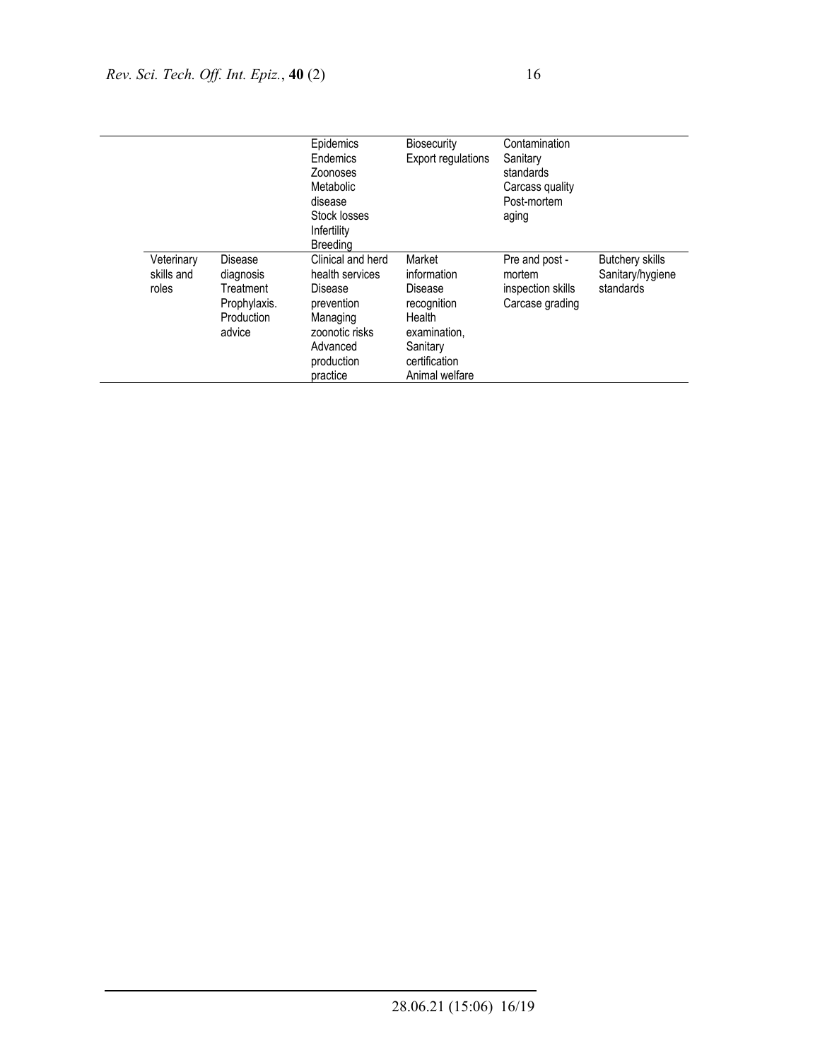| | | | | | |
|---|---|---|---|---|---|
| | | Epidemics Endemics Zoonoses Metabolic disease Stock losses Infertility Breeding | Biosecurity Export regulations | Contamination Sanitary standards Carcass quality Post-mortem aging | |
| Veterinary skills and roles | Disease diagnosis Treatment Prophylaxis. Production advice | Clinical and herd health services Disease prevention Managing zoonotic risks Advanced production practice | Market information Disease recognition Health examination, Sanitary certification Animal welfare | Pre and post - mortem inspection skills Carcase grading | Butchery skills Sanitary/hygiene standards |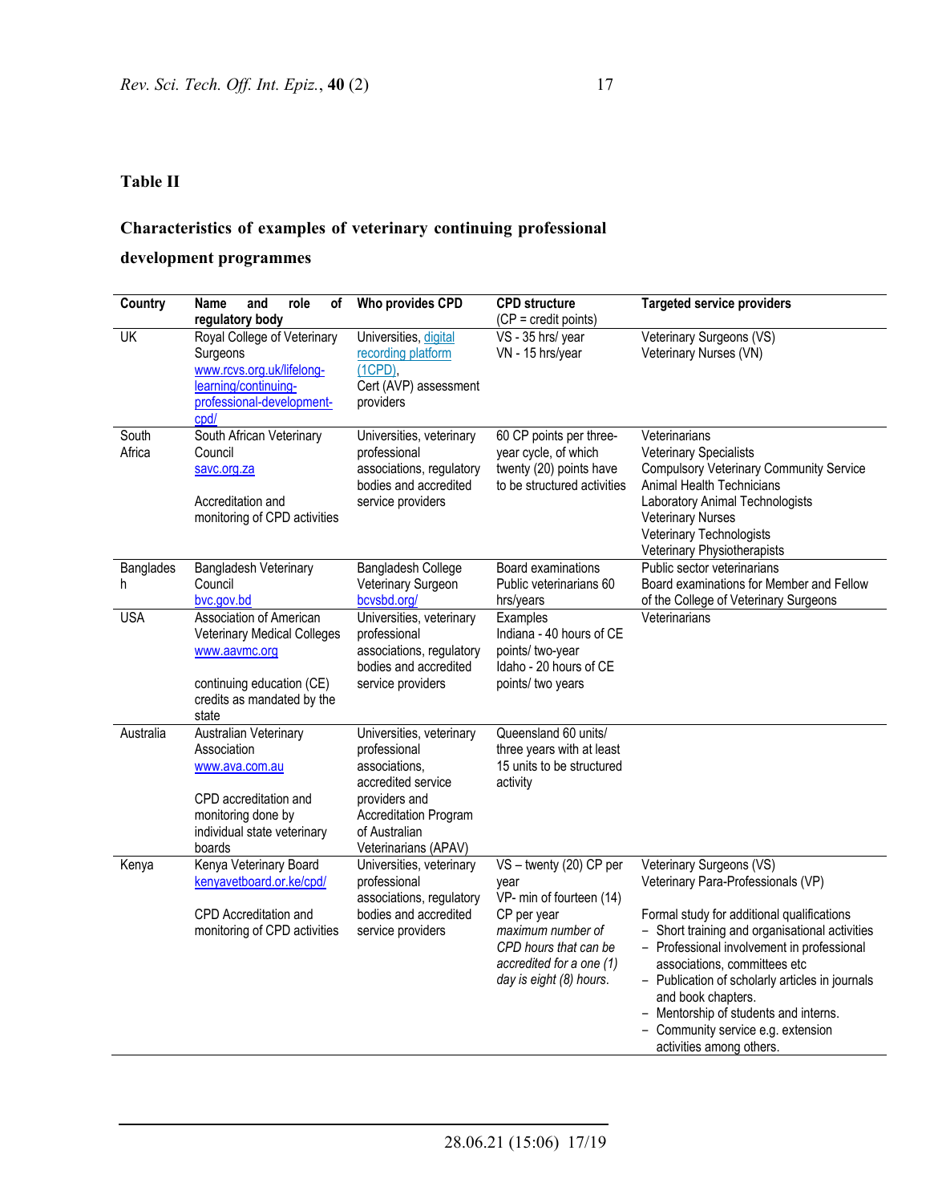## Table II

### Characteristics of examples of veterinary continuing professional development programmes

| Country | Name and role of regulatory body | Who provides CPD | CPD structure (CP = credit points) | Targeted service providers |
|---|---|---|---|---|
| UK | Royal College of Veterinary Surgeons www.rcvs.org.uk/lifelong-learning/continuing-professional-development-cpd/ | Universities, digital recording platform (1CPD), Cert (AVP) assessment providers | VS - 35 hrs/ year<br>VN - 15 hrs/year | Veterinary Surgeons (VS)<br>Veterinary Nurses (VN) |
| South Africa | South African Veterinary Council savc.org.za<br><br>Accreditation and monitoring of CPD activities | Universities, veterinary professional associations, regulatory bodies and accredited service providers | 60 CP points per three-year cycle, of which twenty (20) points have to be structured activities | Veterinarians<br>Veterinary Specialists<br>Compulsory Veterinary Community Service<br>Animal Health Technicians<br>Laboratory Animal Technologists<br>Veterinary Nurses<br>Veterinary Technologists<br>Veterinary Physiotherapists |
| Bangladesh | Bangladesh Veterinary Council bvc.gov.bd | Bangladesh College Veterinary Surgeon bcvsbd.org/ | Board examinations<br>Public veterinarians 60 hrs/years | Public sector veterinarians<br>Board examinations for Member and Fellow of the College of Veterinary Surgeons |
| USA | Association of American Veterinary Medical Colleges www.aavmc.org<br><br>continuing education (CE) credits as mandated by the state | Universities, veterinary professional associations, regulatory bodies and accredited service providers | Examples<br>Indiana - 40 hours of CE points/ two-year<br>Idaho - 20 hours of CE points/ two years | Veterinarians |
| Australia | Australian Veterinary Association www.ava.com.au<br><br>CPD accreditation and monitoring done by individual state veterinary boards | Universities, veterinary professional associations, accredited service providers and Accreditation Program of Australian Veterinarians (APAV) | Queensland 60 units/ three years with at least 15 units to be structured activity | |
| Kenya | Kenya Veterinary Board kenyavetboard.or.ke/cpd/<br><br>CPD Accreditation and monitoring of CPD activities | Universities, veterinary professional associations, regulatory bodies and accredited service providers | VS – twenty (20) CP per year<br>VP- min of fourteen (14) CP per year<br>*maximum number of CPD hours that can be accredited for a one (1) day is eight (8) hours.* | Veterinary Surgeons (VS)<br>Veterinary Para-Professionals (VP)<br><br>Formal study for additional qualifications<br>– Short training and organisational activities<br>– Professional involvement in professional associations, committees etc<br>– Publication of scholarly articles in journals and book chapters.<br>– Mentorship of students and interns.<br>– Community service e.g. extension activities among others. |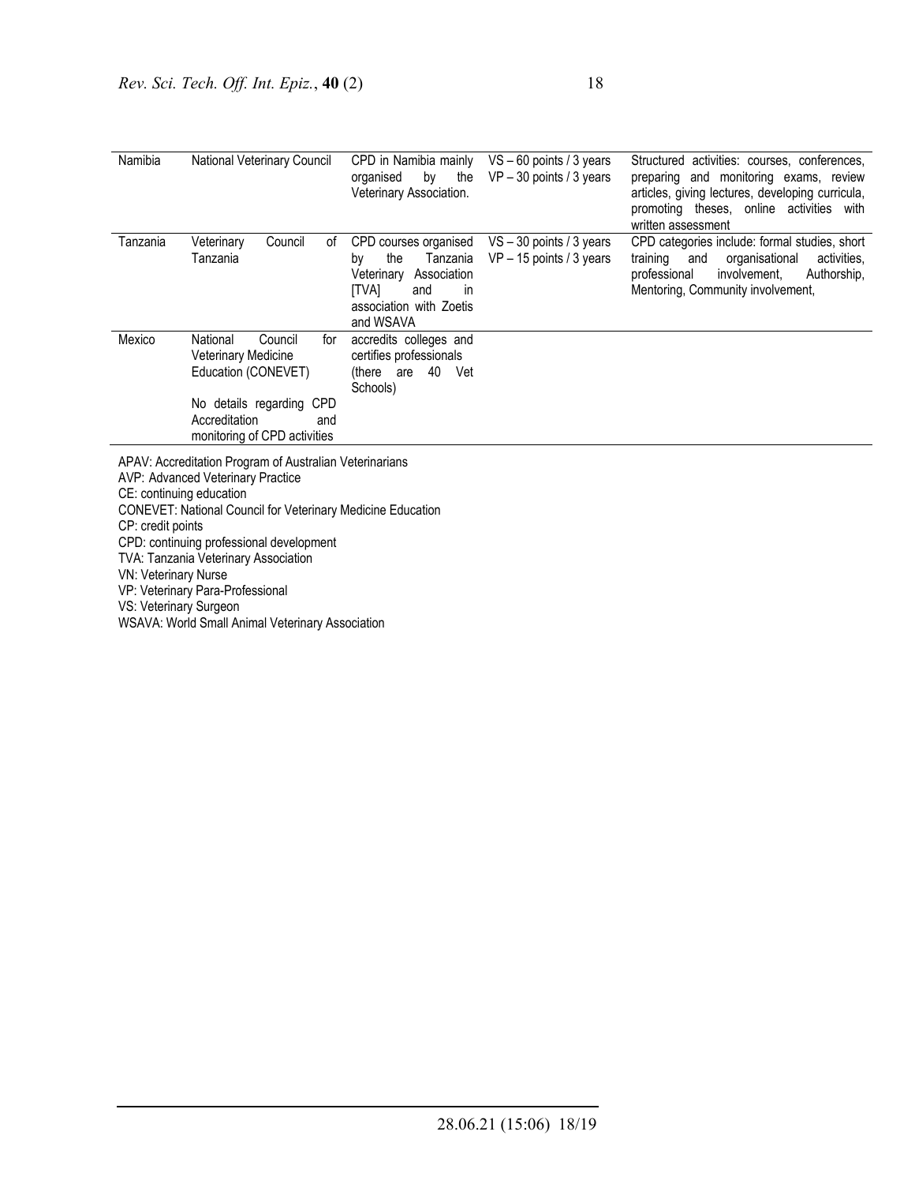| Namibia | National Veterinary Council | CPD in Namibia mainly organised by the Veterinary Association. | VS – 60 points / 3 years<br>VP – 30 points / 3 years | Structured activities: courses, conferences, preparing and monitoring exams, review articles, giving lectures, developing curricula, promoting theses, online activities with written assessment |
|---|---|---|---|---|
| Tanzania | Veterinary Council of Tanzania | CPD courses organised by the Tanzania Veterinary Association [TVA] and in association with Zoetis and WSAVA | VS – 30 points / 3 years<br>VP – 15 points / 3 years | CPD categories include: formal studies, short training and organisational activities, professional involvement, Authorship, Mentoring, Community involvement, |
| Mexico | National Council for Veterinary Medicine Education (CONEVET)<br><br>No details regarding CPD Accreditation and monitoring of CPD activities | accredits colleges and certifies professionals (there are 40 Vet Schools) | | |

APAV: Accreditation Program of Australian Veterinarians
AVP: Advanced Veterinary Practice
CE: continuing education
CONEVET: National Council for Veterinary Medicine Education
CP: credit points
CPD: continuing professional development
TVA: Tanzania Veterinary Association
VN: Veterinary Nurse
VP: Veterinary Para-Professional
VS: Veterinary Surgeon
WSAVA: World Small Animal Veterinary Association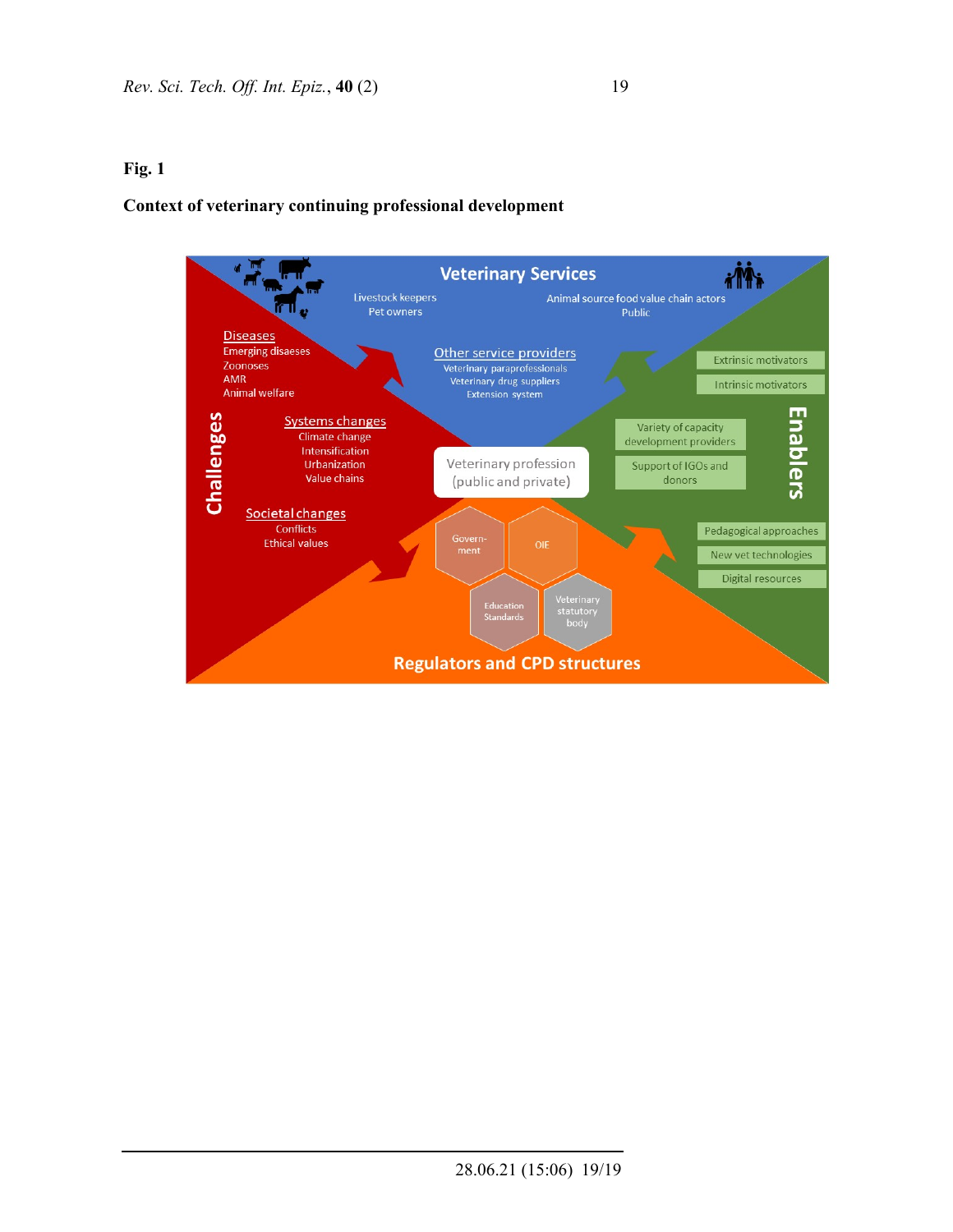**Fig. 1**

**Context of veterinary continuing professional development**

Veterinary Services

Livestock keepers
Pet owners

Animal source food value chain actors
Public

Diseases
Emerging disaseses
Zoonoses
AMR
Animal welfare

Other service providers
Veterinary paraprofessionals
Veterinary drug suppliers
Extension system

Extrinsic motivators

Intrinsic motivators

Challenges

Systems changes
Climate change
Intensification
Urbanization
Value chains

Veterinary profession (public and private)

Variety of capacity development providers

Support of IGOs and donors

Enablers

Societal changes
Conflicts
Ethical values

Govern-ment

OIE

Education Standards

Veterinary statutory body

Pedagogical approaches

New vet technologies

Digital resources

Regulators and CPD structures